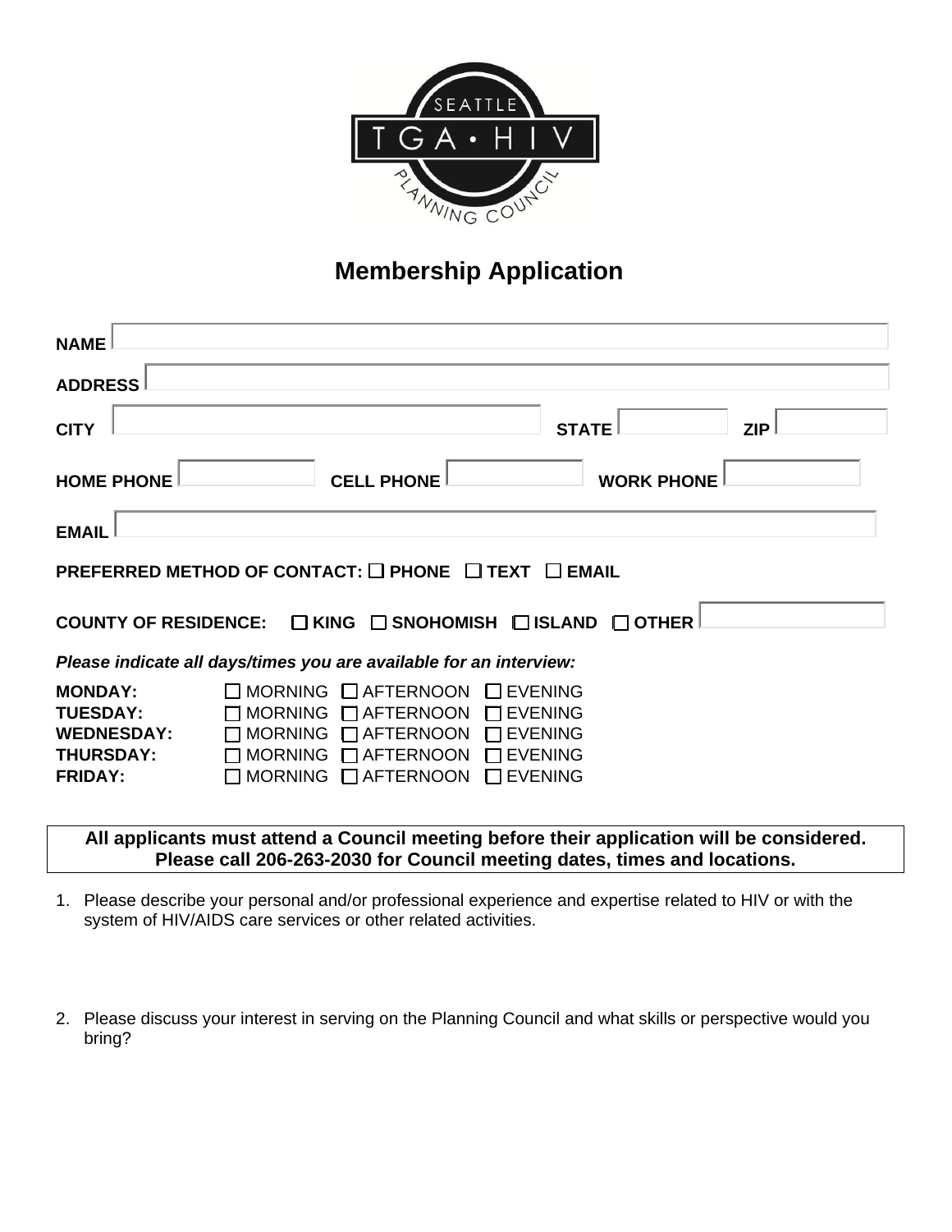SEATTLE TGA • HIV PLANNING COUNCIL

# Membership Application

**NAME**

**ADDRESS**

**CITY** **STATE** **ZIP**

**HOME PHONE** **CELL PHONE** **WORK PHONE**

**EMAIL**

**PREFERRED METHOD OF CONTACT:** ☐ **PHONE** ☐ **TEXT** ☐ **EMAIL**

**COUNTY OF RESIDENCE:** ☐ **KING** ☐ **SNOHOMISH** ☐ **ISLAND** ☐ **OTHER**

***Please indicate all days/times you are available for an interview:***

| | | | |
|---|---|---|---|
| **MONDAY:** | ☐ MORNING | ☐ AFTERNOON | ☐ EVENING |
| **TUESDAY:** | ☐ MORNING | ☐ AFTERNOON | ☐ EVENING |
| **WEDNESDAY:** | ☐ MORNING | ☐ AFTERNOON | ☐ EVENING |
| **THURSDAY:** | ☐ MORNING | ☐ AFTERNOON | ☐ EVENING |
| **FRIDAY:** | ☐ MORNING | ☐ AFTERNOON | ☐ EVENING |

**All applicants must attend a Council meeting before their application will be considered. Please call 206-263-2030 for Council meeting dates, times and locations.**

1. Please describe your personal and/or professional experience and expertise related to HIV or with the system of HIV/AIDS care services or other related activities.

2. Please discuss your interest in serving on the Planning Council and what skills or perspective would you bring?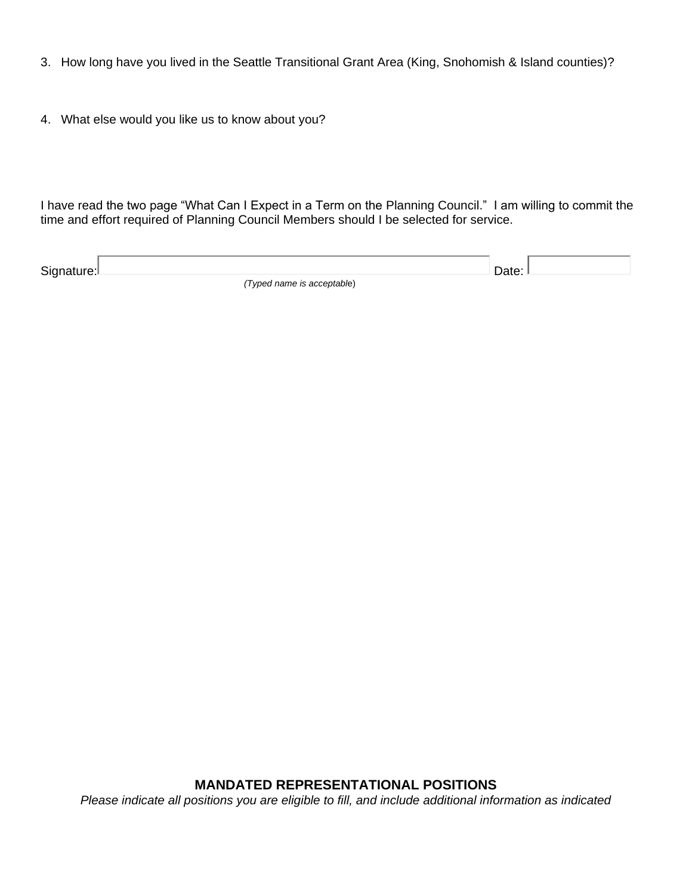3. How long have you lived in the Seattle Transitional Grant Area (King, Snohomish & Island counties)?

4. What else would you like us to know about you?

I have read the two page "What Can I Expect in a Term on the Planning Council." I am willing to commit the time and effort required of Planning Council Members should I be selected for service.

Signature: ____________________ Date: __________

*(Typed name is acceptable)*

**MANDATED REPRESENTATIONAL POSITIONS**

*Please indicate all positions you are eligible to fill, and include additional information as indicated*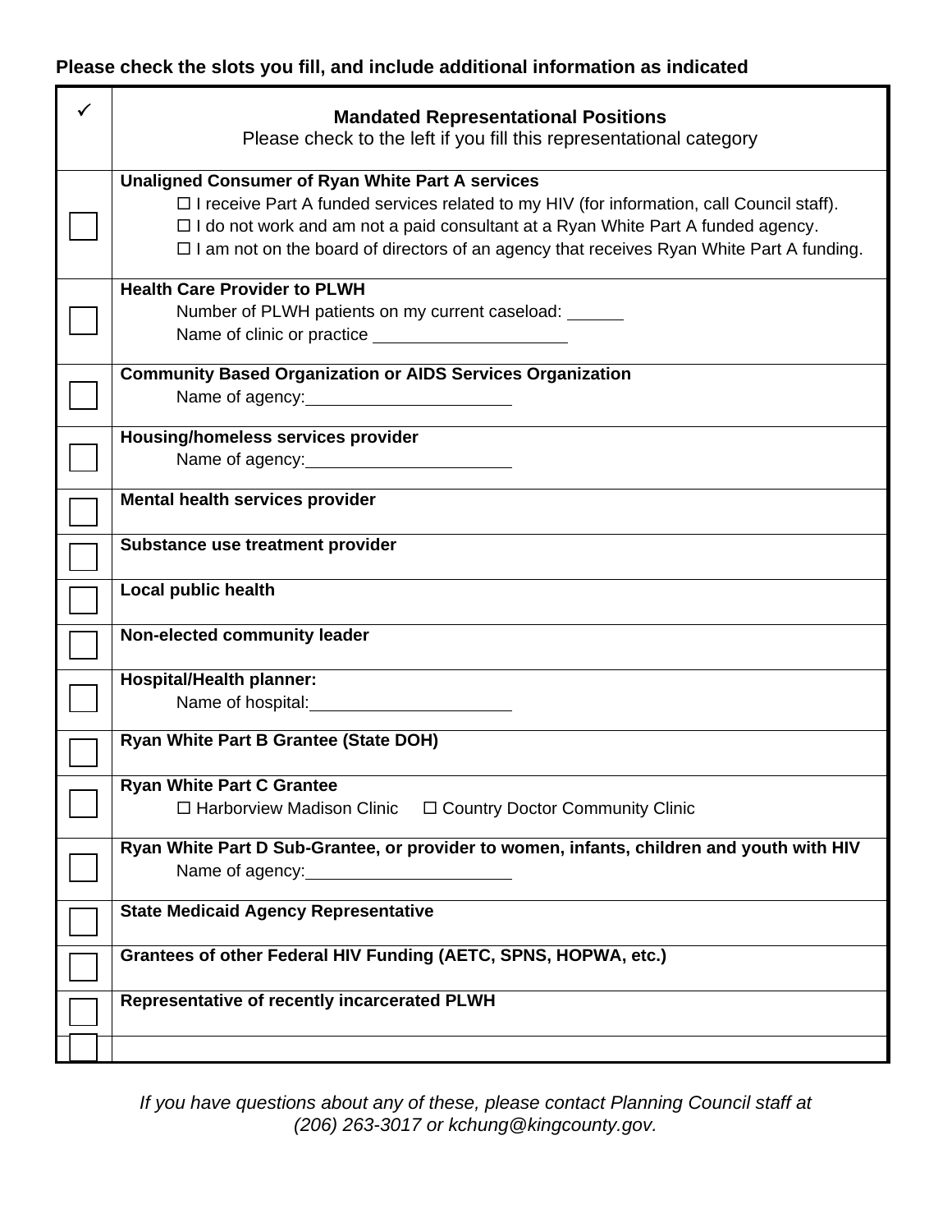**Please check the slots you fill, and include additional information as indicated**

| ✓ | **Mandated Representational Positions**<br>Please check to the left if you fill this representational category |
|---|---|
| ☐ | **Unaligned Consumer of Ryan White Part A services**<br>☐ I receive Part A funded services related to my HIV (for information, call Council staff).<br>☐ I do not work and am not a paid consultant at a Ryan White Part A funded agency.<br>☐ I am not on the board of directors of an agency that receives Ryan White Part A funding. |
| ☐ | **Health Care Provider to PLWH**<br>Number of PLWH patients on my current caseload: ______<br>Name of clinic or practice ____________________ |
| ☐ | **Community Based Organization or AIDS Services Organization**<br>Name of agency: ____________________ |
| ☐ | **Housing/homeless services provider**<br>Name of agency: ____________________ |
| ☐ | **Mental health services provider** |
| ☐ | **Substance use treatment provider** |
| ☐ | **Local public health** |
| ☐ | **Non-elected community leader** |
| ☐ | **Hospital/Health planner:**<br>Name of hospital: ____________________ |
| ☐ | **Ryan White Part B Grantee (State DOH)** |
| ☐ | **Ryan White Part C Grantee**<br>☐ Harborview Madison Clinic ☐ Country Doctor Community Clinic |
| ☐ | **Ryan White Part D Sub-Grantee, or provider to women, infants, children and youth with HIV**<br>Name of agency: ____________________ |
| ☐ | **State Medicaid Agency Representative** |
| ☐ | **Grantees of other Federal HIV Funding (AETC, SPNS, HOPWA, etc.)** |
| ☐ | **Representative of recently incarcerated PLWH** |
| ☐ | |

*If you have questions about any of these, please contact Planning Council staff at (206) 263-3017 or kchung@kingcounty.gov.*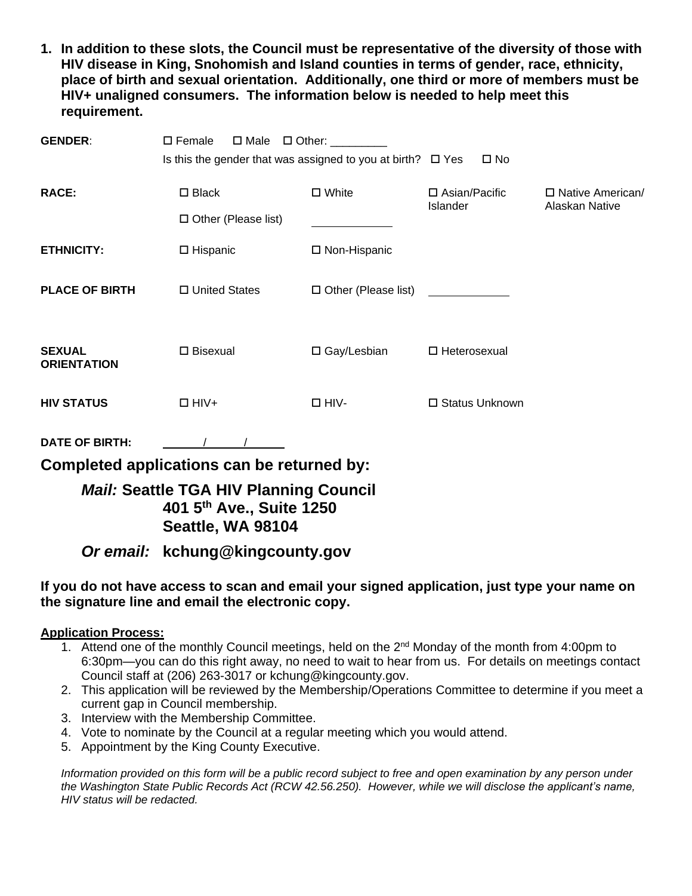1. **In addition to these slots, the Council must be representative of the diversity of those with HIV disease in King, Snohomish and Island counties in terms of gender, race, ethnicity, place of birth and sexual orientation. Additionally, one third or more of members must be HIV+ unaligned consumers. The information below is needed to help meet this requirement.**

**GENDER**: ☐ Female ☐ Male ☐ Other: _________

Is this the gender that was assigned to you at birth? ☐ Yes ☐ No

| | | | | |
|---|---|---|---|---|
| **RACE:** | ☐ Black | ☐ White | ☐ Asian/Pacific Islander | ☐ Native American/ Alaskan Native |
| | ☐ Other (Please list) | _____________ | | |
| **ETHNICITY:** | ☐ Hispanic | ☐ Non-Hispanic | | |
| **PLACE OF BIRTH** | ☐ United States | ☐ Other (Please list) | _____________ | |
| **SEXUAL ORIENTATION** | ☐ Bisexual | ☐ Gay/Lesbian | ☐ Heterosexual | |
| **HIV STATUS** | ☐ HIV+ | ☐ HIV- | ☐ Status Unknown | |

**DATE OF BIRTH:** ______/______/______

## Completed applications can be returned by:

***Mail:*** **Seattle TGA HIV Planning Council**
**401 5th Ave., Suite 1250**
**Seattle, WA 98104**

***Or email:*** **kchung@kingcounty.gov**

**If you do not have access to scan and email your signed application, just type your name on the signature line and email the electronic copy.**

**Application Process:**

1. Attend one of the monthly Council meetings, held on the 2nd Monday of the month from 4:00pm to 6:30pm—you can do this right away, no need to wait to hear from us. For details on meetings contact Council staff at (206) 263-3017 or kchung@kingcounty.gov.
2. This application will be reviewed by the Membership/Operations Committee to determine if you meet a current gap in Council membership.
3. Interview with the Membership Committee.
4. Vote to nominate by the Council at a regular meeting which you would attend.
5. Appointment by the King County Executive.

*Information provided on this form will be a public record subject to free and open examination by any person under the Washington State Public Records Act (RCW 42.56.250). However, while we will disclose the applicant's name, HIV status will be redacted.*